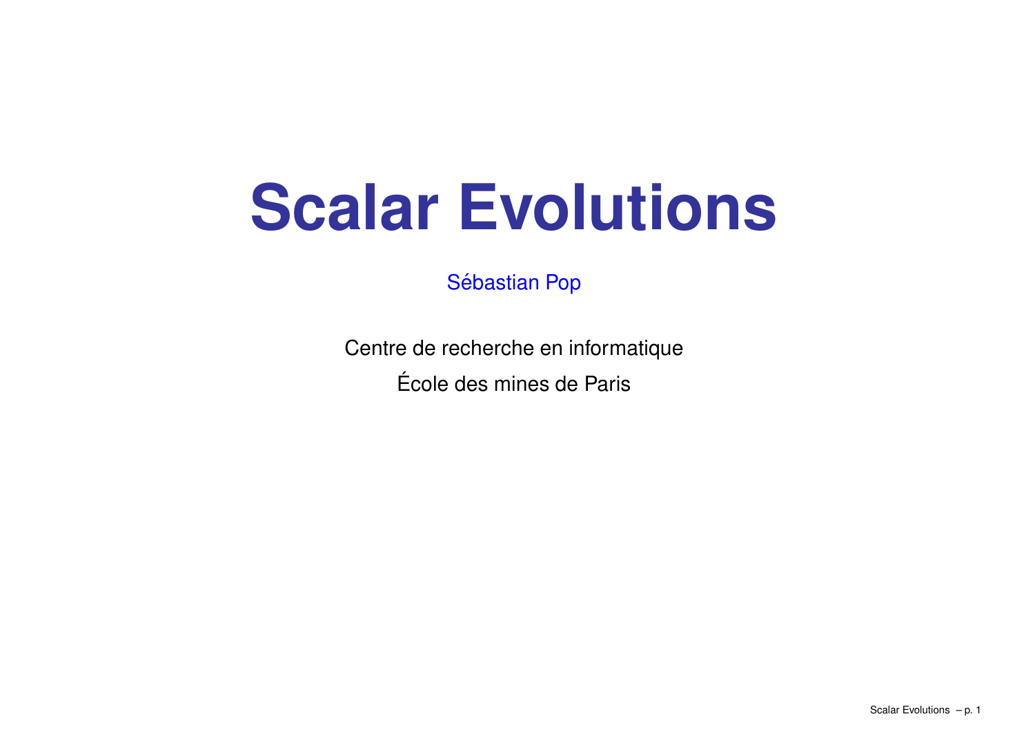# Scalar Evolutions

Sébastian Pop

Centre de recherche en informatique

École des mines de Paris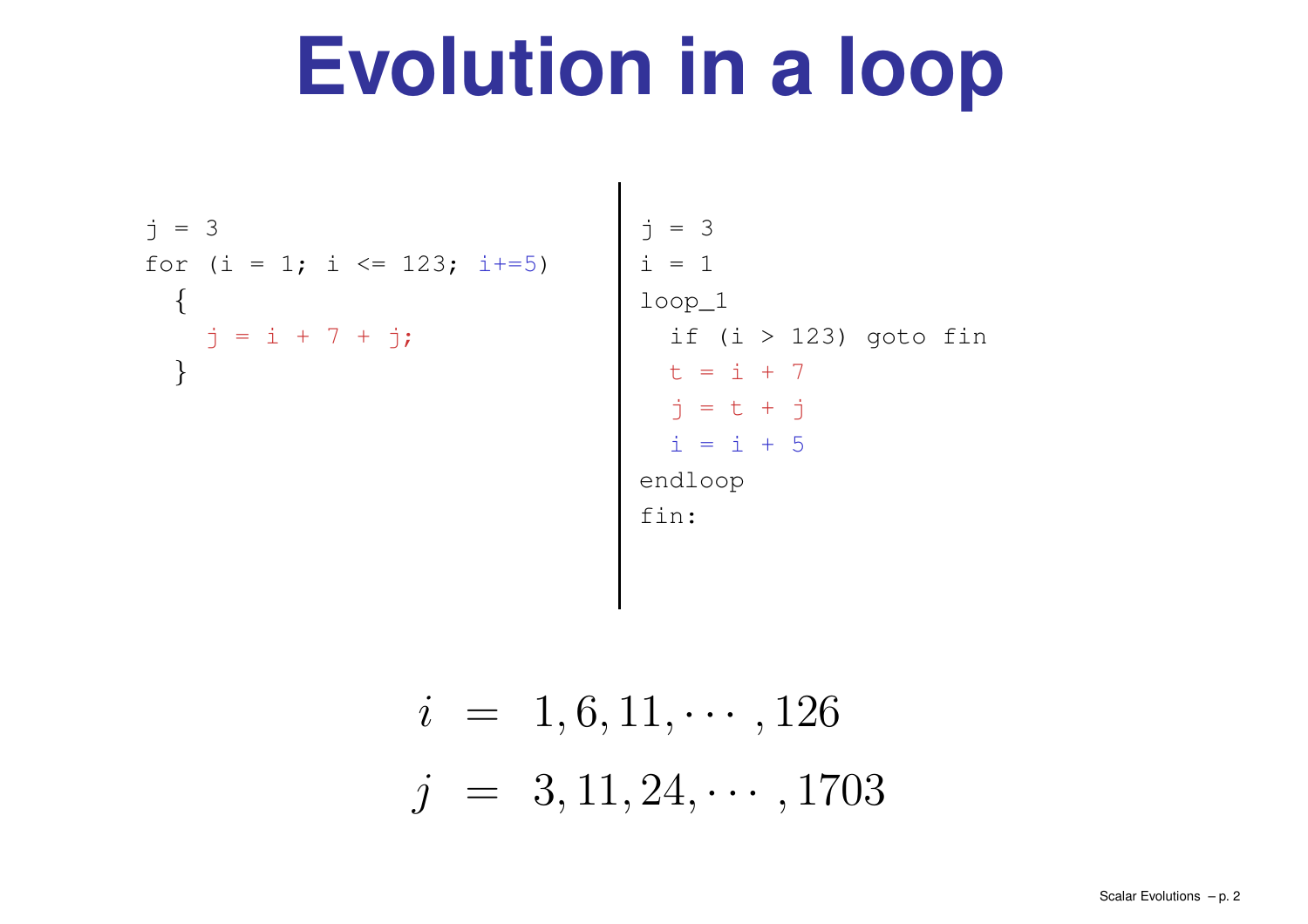# Evolution in a loop

```
j = 3
for (i = 1; i <= 123; i+=5)
  {
    j = i + 7 + j;
  }
```

```
j = 3
i = 1
loop_1
  if (i > 123) goto fin
  t = i + 7
  j = t + j
  i = i + 5
endloop
fin:
```

$$
\begin{aligned}
i &= 1, 6, 11, \cdots, 126 \\
j &= 3, 11, 24, \cdots, 1703
\end{aligned}
$$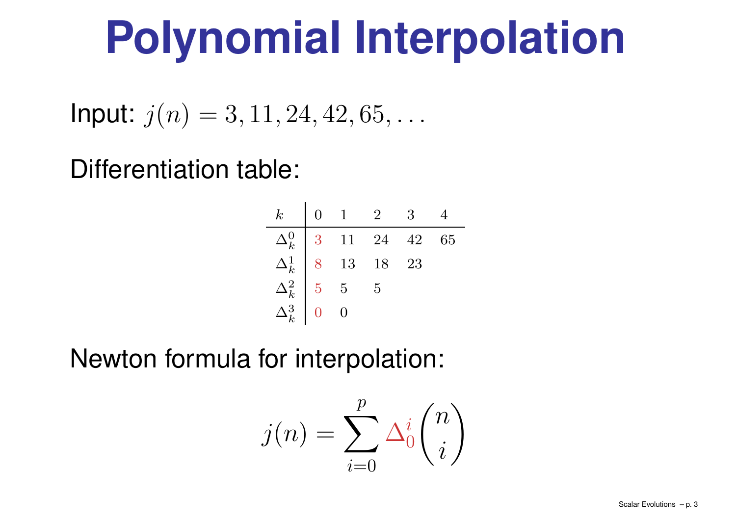# Polynomial Interpolation

Input: $j(n) = 3, 11, 24, 42, 65, \ldots$

Differentiation table:

| $k$ | 0 | 1 | 2 | 3 | 4 |
|---|---|---|---|---|---|
| $\Delta_k^0$ | 3 | 11 | 24 | 42 | 65 |
| $\Delta_k^1$ | 8 | 13 | 18 | 23 | |
| $\Delta_k^2$ | 5 | 5 | 5 | | |
| $\Delta_k^3$ | 0 | 0 | | | |

Newton formula for interpolation:

$$j(n) = \sum_{i=0}^{p} \Delta_0^i \binom{n}{i}$$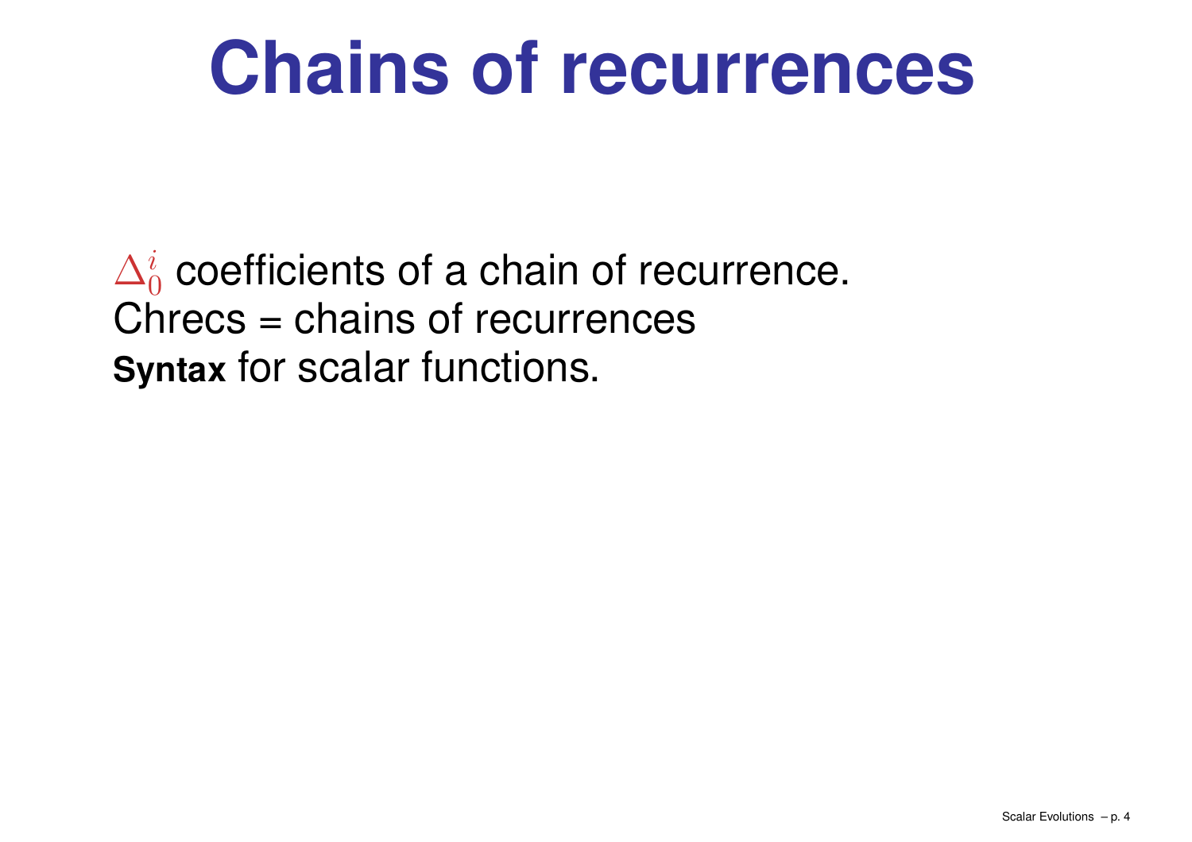# Chains of recurrences

$\Delta_0^i$ coefficients of a chain of recurrence.
Chrecs = chains of recurrences
**Syntax** for scalar functions.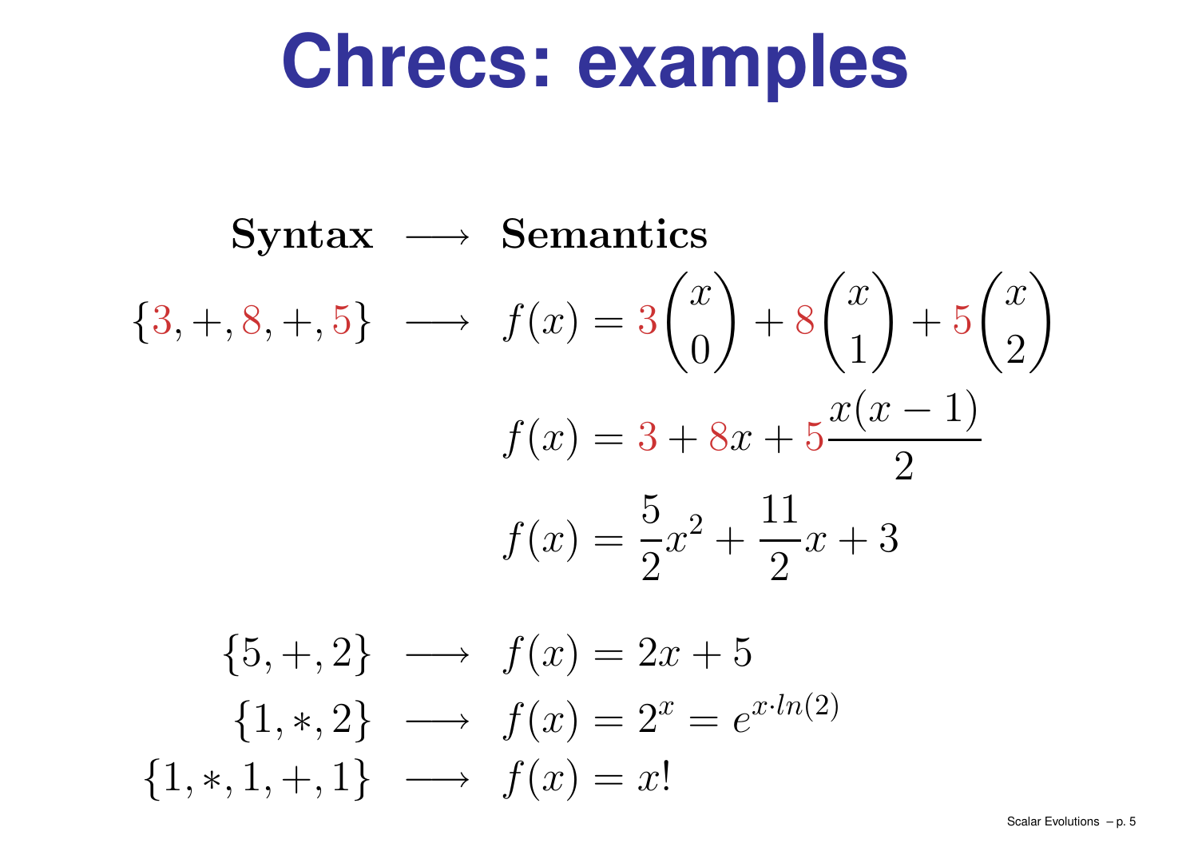# Chrecs: examples

$$
\begin{array}{rcl}
\textbf{Syntax} & \longrightarrow & \textbf{Semantics} \\
\{3, +, 8, +, 5\} & \longrightarrow & f(x) = 3\binom{x}{0} + 8\binom{x}{1} + 5\binom{x}{2} \\
& & f(x) = 3 + 8x + 5\dfrac{x(x-1)}{2} \\
& & f(x) = \dfrac{5}{2}x^2 + \dfrac{11}{2}x + 3 \\
\{5, +, 2\} & \longrightarrow & f(x) = 2x + 5 \\
\{1, *, 2\} & \longrightarrow & f(x) = 2^x = e^{x \cdot ln(2)} \\
\{1, *, 1, +, 1\} & \longrightarrow & f(x) = x!
\end{array}
$$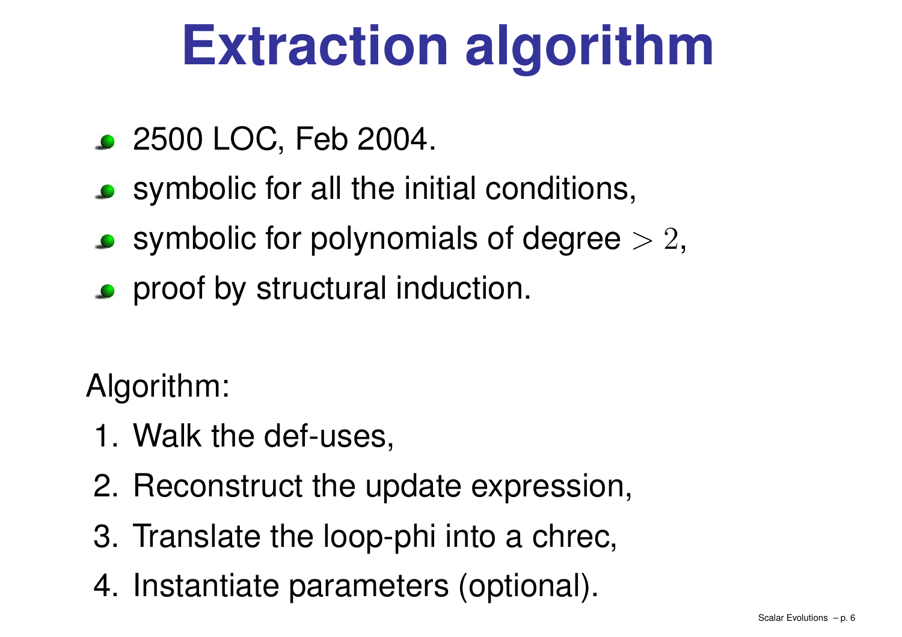# Extraction algorithm

- 2500 LOC, Feb 2004.
- symbolic for all the initial conditions,
- symbolic for polynomials of degree $> 2$,
- proof by structural induction.

Algorithm:

1. Walk the def-uses,
2. Reconstruct the update expression,
3. Translate the loop-phi into a chrec,
4. Instantiate parameters (optional).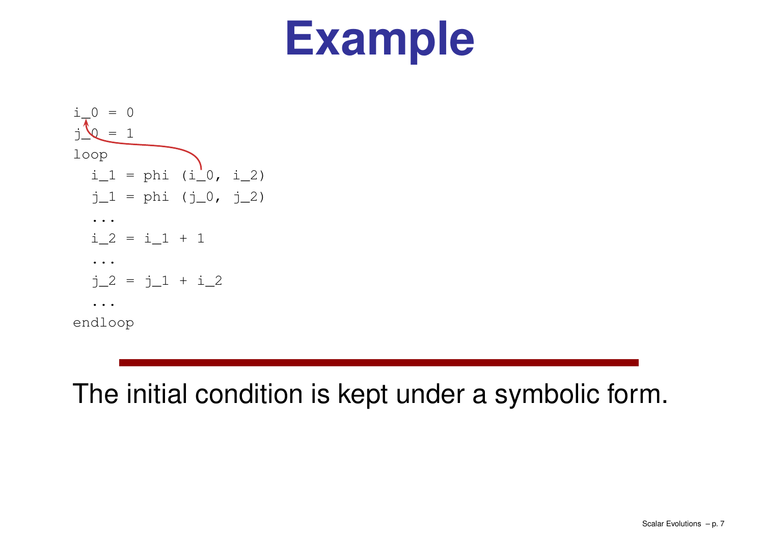# Example

```
i_0 = 0
j_0 = 1
loop
  i_1 = phi (i_0, i_2)
  j_1 = phi (j_0, j_2)
  ...
  i_2 = i_1 + 1
  ...
  j_2 = j_1 + i_2
  ...
endloop
```

---

The initial condition is kept under a symbolic form.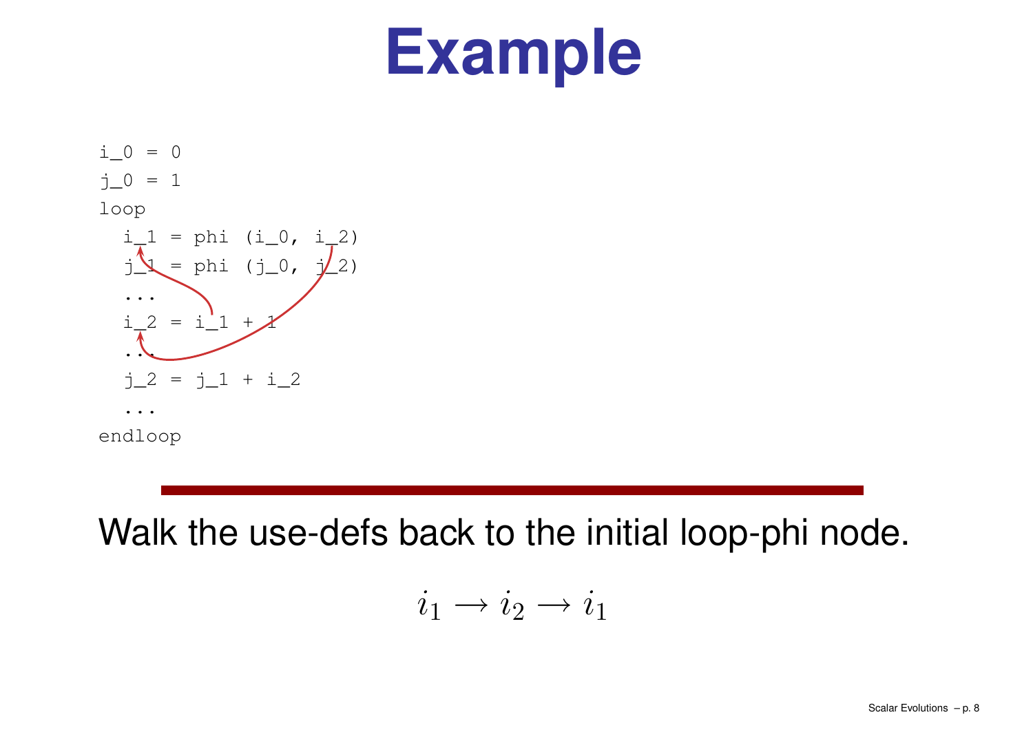# Example

```
i_0 = 0
j_0 = 1
loop
  i_1 = phi (i_0, i_2)
  j_1 = phi (j_0, j_2)
  ...
  i_2 = i_1 + 1
  ...
  j_2 = j_1 + i_2
  ...
endloop
```

Walk the use-defs back to the initial loop-phi node.

$$i_1 \rightarrow i_2 \rightarrow i_1$$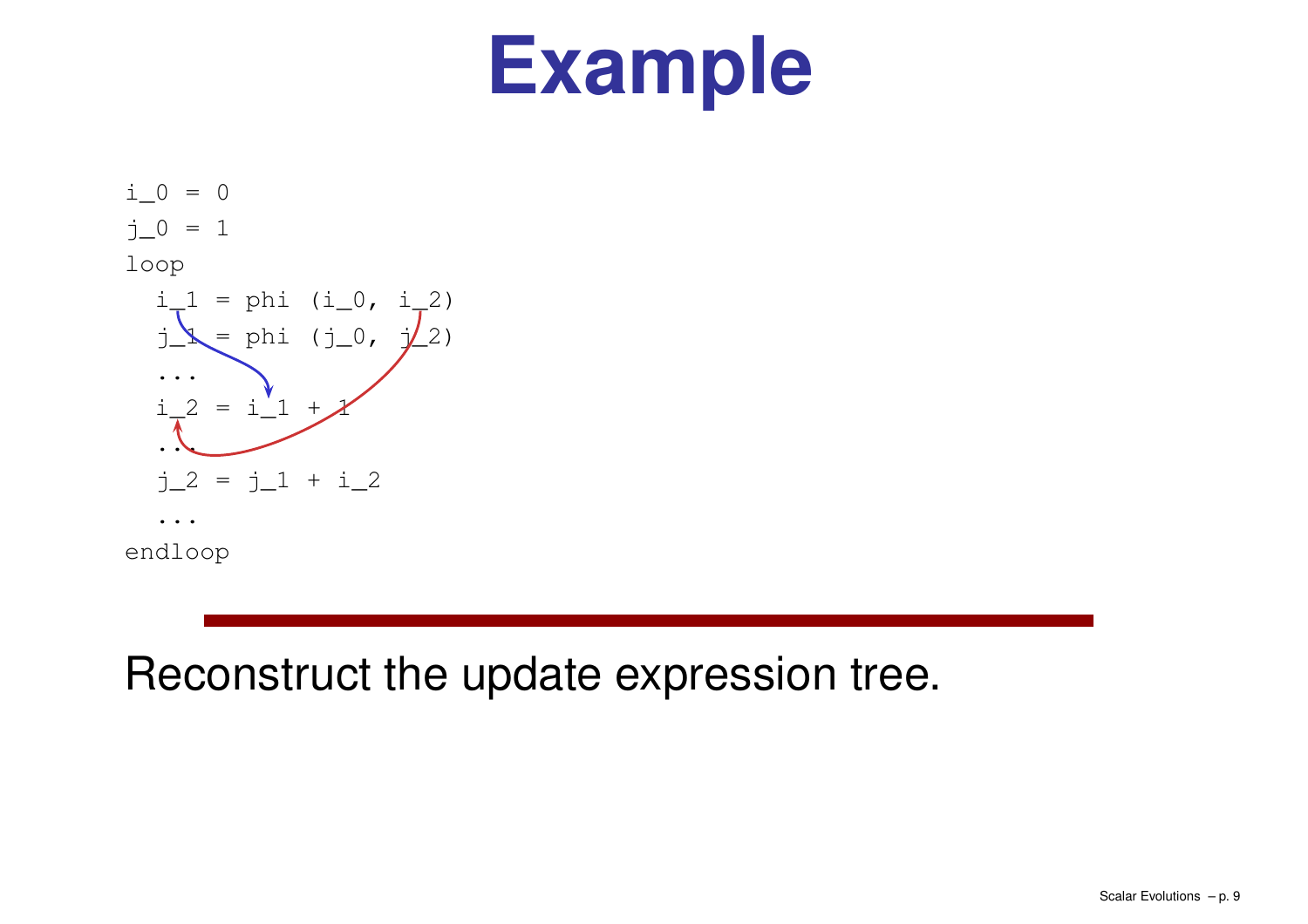# Example

```
i_0 = 0
j_0 = 1
loop
  i_1 = phi (i_0, i_2)
  j_1 = phi (j_0, j_2)
  ...
  i_2 = i_1 + 1
  ...
  j_2 = j_1 + i_2
  ...
endloop
```

Reconstruct the update expression tree.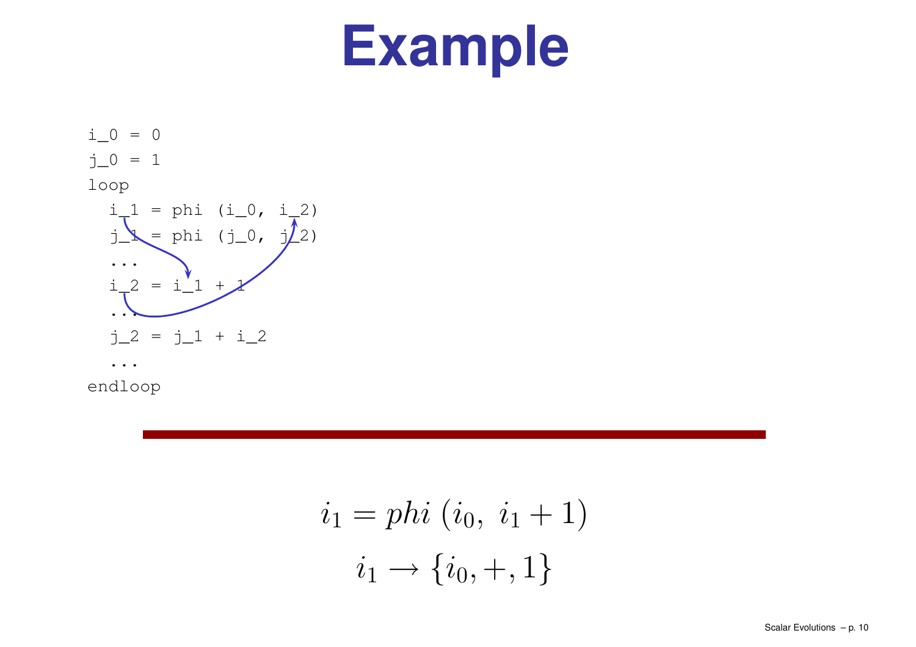# Example

```
i_0 = 0
j_0 = 1
loop
  i_1 = phi (i_0, i_2)
  j_1 = phi (j_0, j_2)
  ...
  i_2 = i_1 + 1
  ...
  j_2 = j_1 + i_2
  ...
endloop
```

$$i_1 = phi\ (i_0,\ i_1 + 1)$$

$$i_1 \rightarrow \{i_0, +, 1\}$$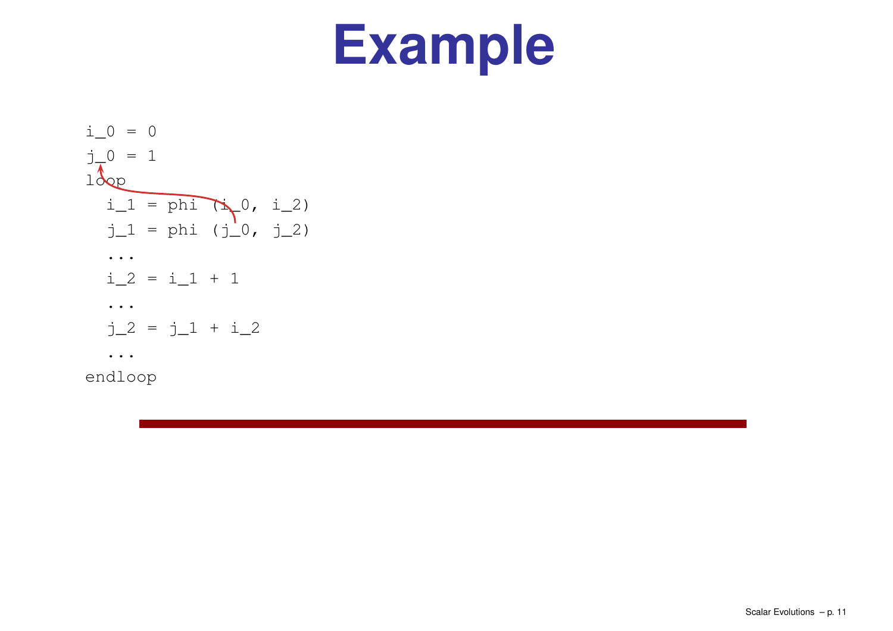# Example

```
i_0 = 0
j_0 = 1
loop
  i_1 = phi (i_0, i_2)
  j_1 = phi (j_0, j_2)
  ...
  i_2 = i_1 + 1
  ...
  j_2 = j_1 + i_2
  ...
endloop
```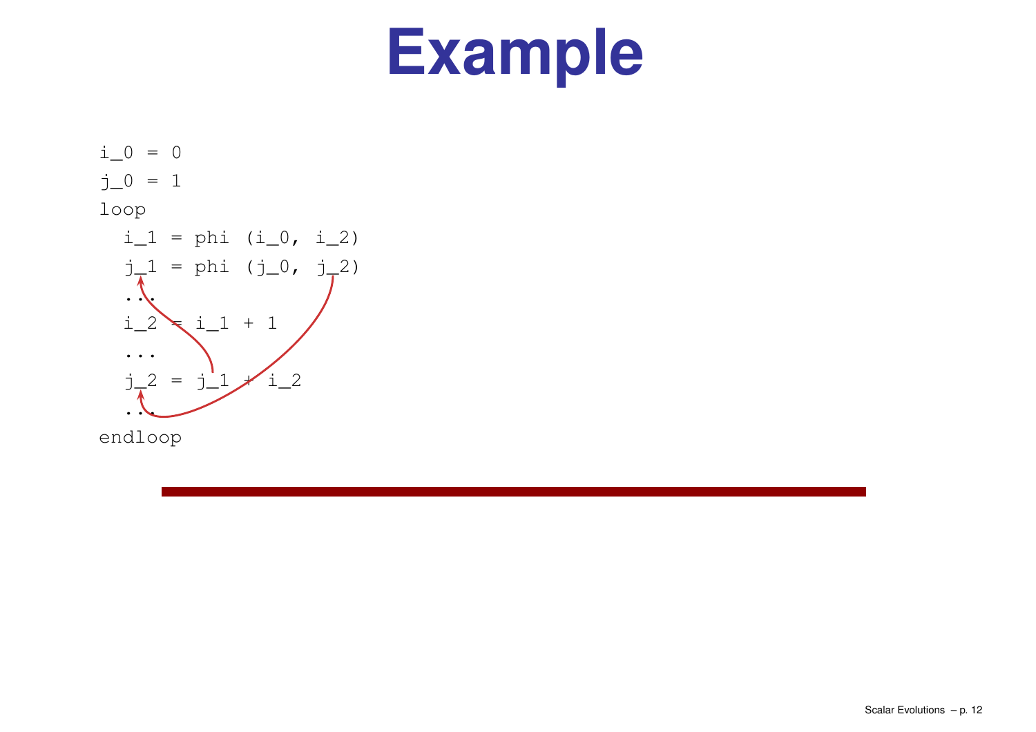# Example

```
i_0 = 0
j_0 = 1
loop
  i_1 = phi (i_0, i_2)
  j_1 = phi (j_0, j_2)
  ...
  i_2 = i_1 + 1
  ...
  j_2 = j_1 + i_2
  ...
endloop
```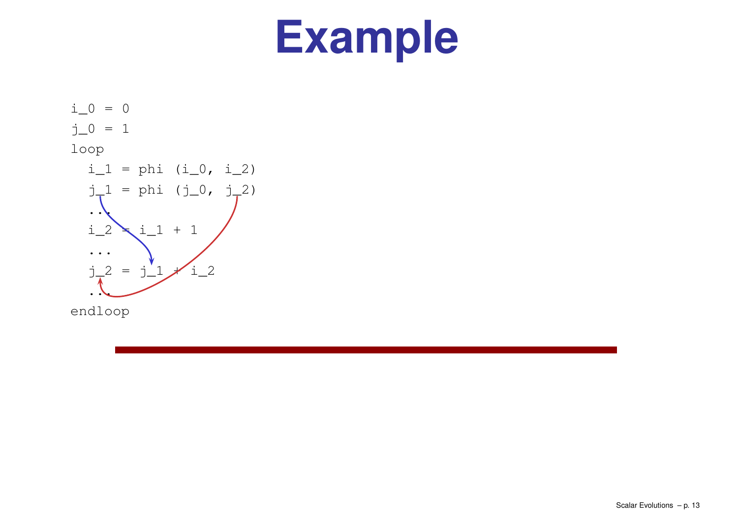# Example

```
i_0 = 0
j_0 = 1
loop
  i_1 = phi (i_0, i_2)
  j_1 = phi (j_0, j_2)
  ...
  i_2 = i_1 + 1
  ...
  j_2 = j_1 + i_2
  ...
endloop
```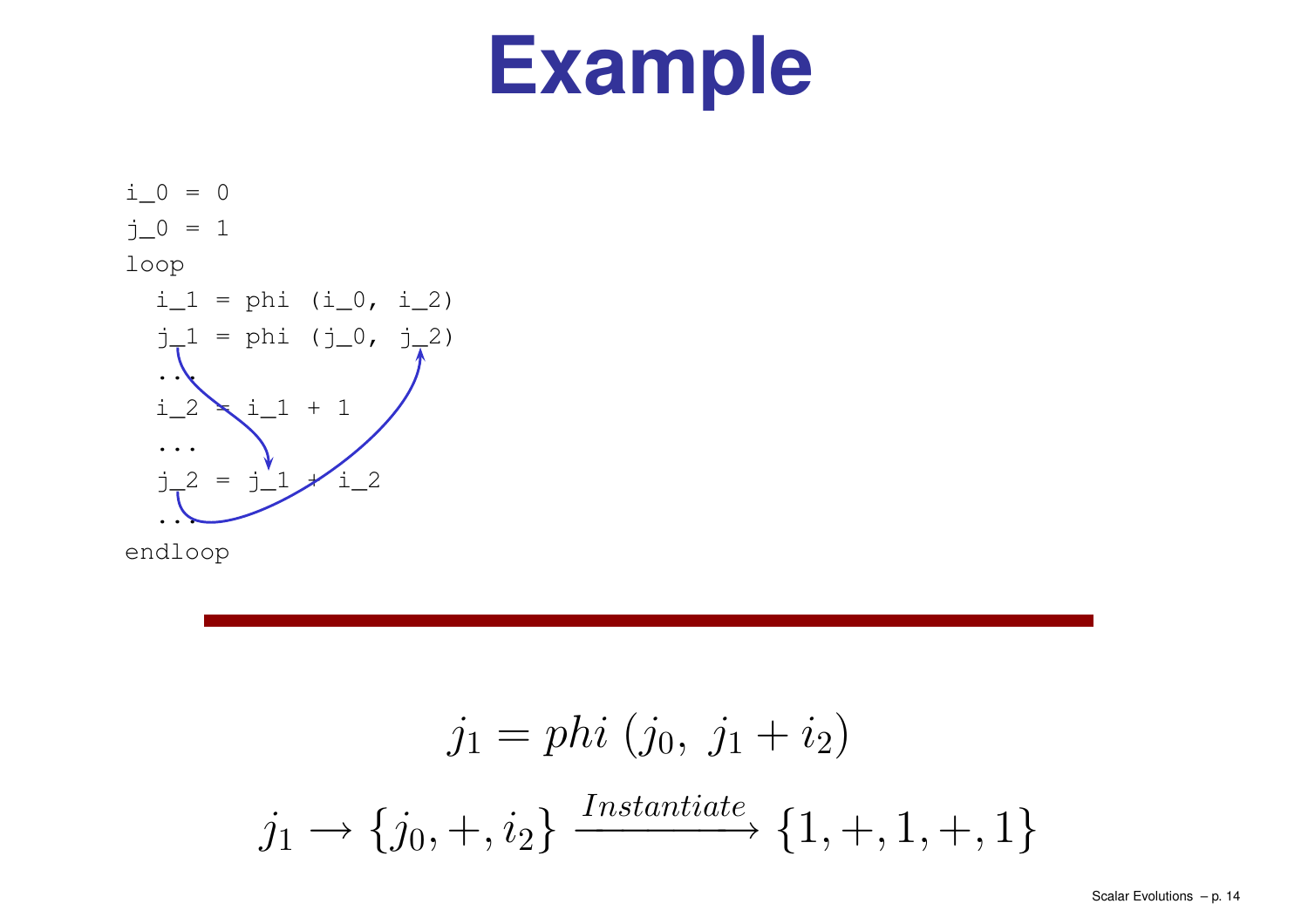# Example

```
i_0 = 0
j_0 = 1
loop
  i_1 = phi (i_0, i_2)
  j_1 = phi (j_0, j_2)
  ...
  i_2 = i_1 + 1
  ...
  j_2 = j_1 + i_2
  ...
endloop
```

$$j_1 = phi\ (j_0,\ j_1 + i_2)$$

$$j_1 \rightarrow \{j_0, +, i_2\} \xrightarrow{Instantiate} \{1, +, 1, +, 1\}$$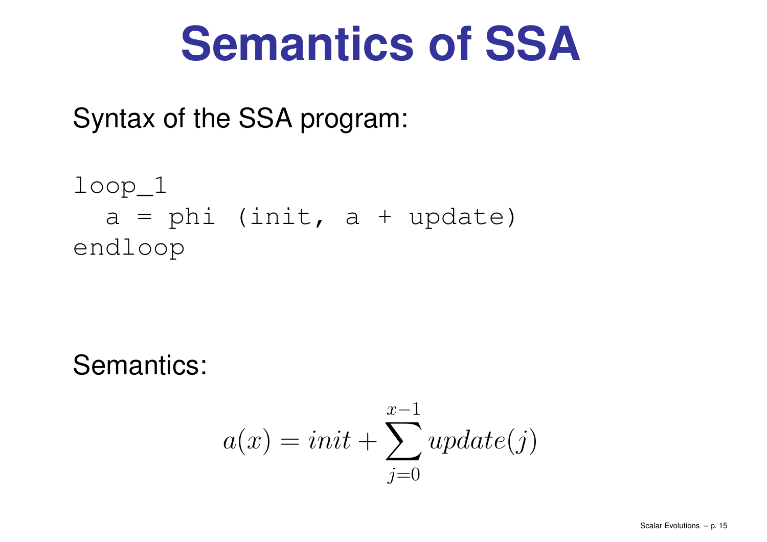# Semantics of SSA

Syntax of the SSA program:

```
loop_1
  a = phi (init, a + update)
endloop
```

Semantics:

$$a(x) = init + \sum_{j=0}^{x-1} update(j)$$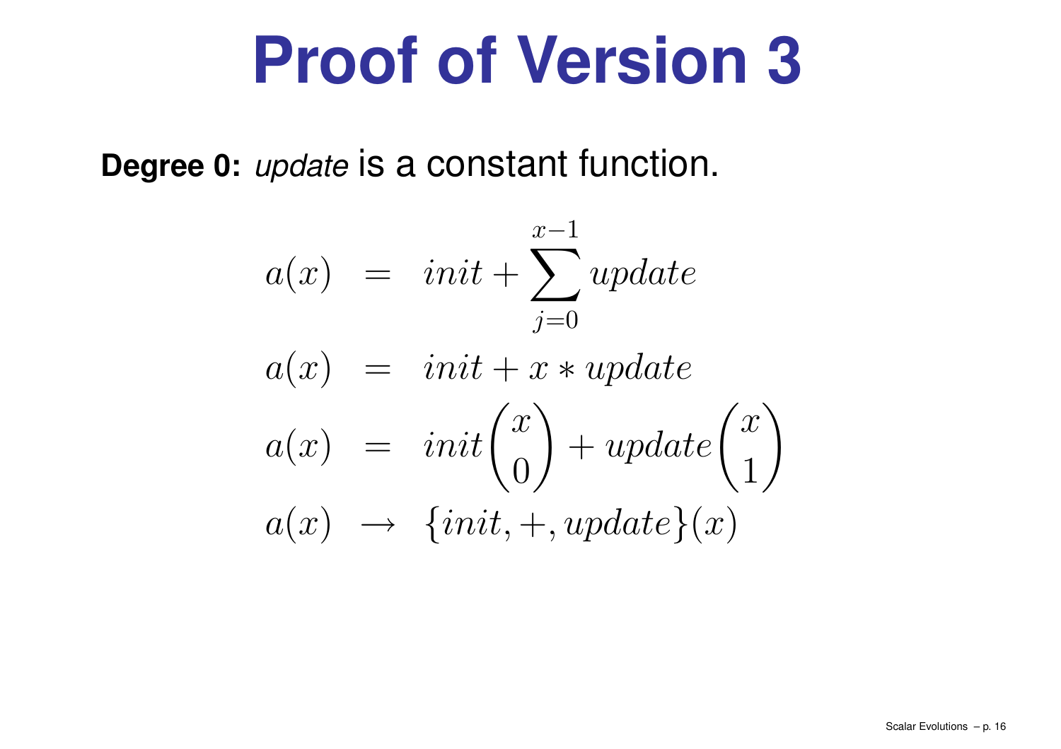# Proof of Version 3

**Degree 0:** *update* is a constant function.

$$
\begin{aligned}
a(x) &= init + \sum_{j=0}^{x-1} update \\
a(x) &= init + x * update \\
a(x) &= init \binom{x}{0} + update \binom{x}{1} \\
a(x) &\rightarrow \{init, +, update\}(x)
\end{aligned}
$$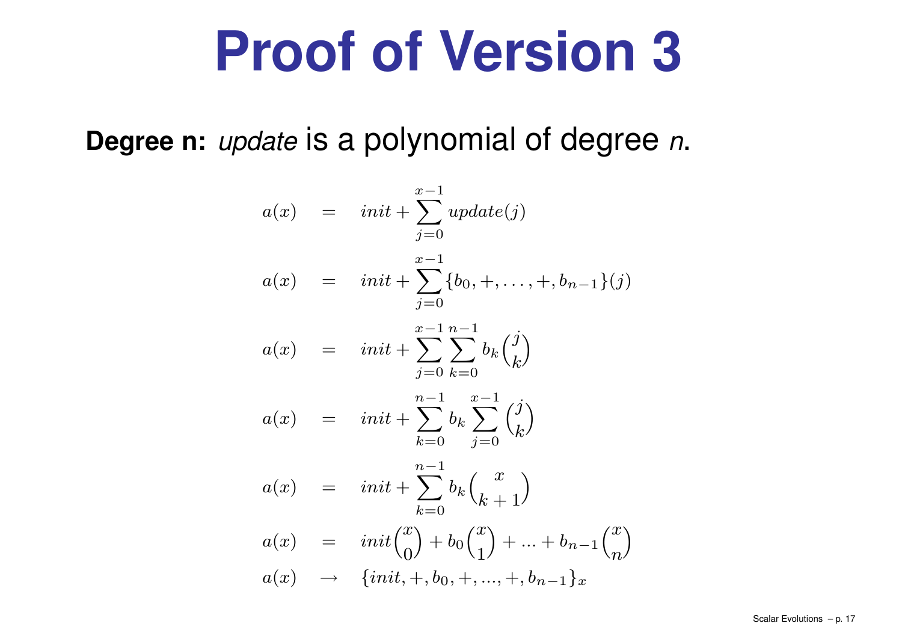# Proof of Version 3

**Degree n:** *update* is a polynomial of degree *n*.

$$
\begin{aligned}
a(x) &= init + \sum_{j=0}^{x-1} update(j) \\
a(x) &= init + \sum_{j=0}^{x-1} \{b_0, +, \ldots, +, b_{n-1}\}(j) \\
a(x) &= init + \sum_{j=0}^{x-1} \sum_{k=0}^{n-1} b_k \binom{j}{k} \\
a(x) &= init + \sum_{k=0}^{n-1} b_k \sum_{j=0}^{x-1} \binom{j}{k} \\
a(x) &= init + \sum_{k=0}^{n-1} b_k \binom{x}{k+1} \\
a(x) &= init\binom{x}{0} + b_0\binom{x}{1} + \ldots + b_{n-1}\binom{x}{n} \\
a(x) &\rightarrow \{init, +, b_0, +, \ldots, +, b_{n-1}\}_x
\end{aligned}
$$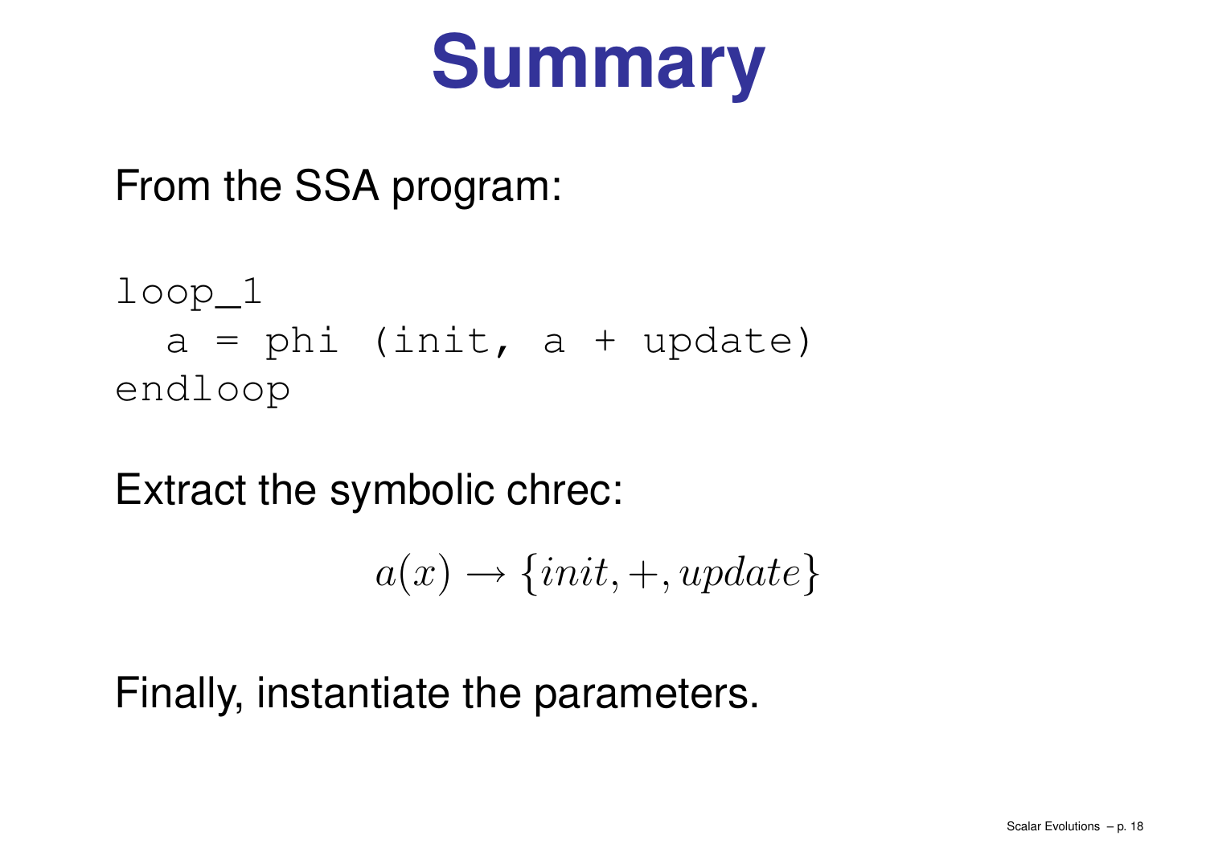# Summary

From the SSA program:

```
loop_1
  a = phi (init, a + update)
endloop
```

Extract the symbolic chrec:

$$a(x) \rightarrow \{init, +, update\}$$

Finally, instantiate the parameters.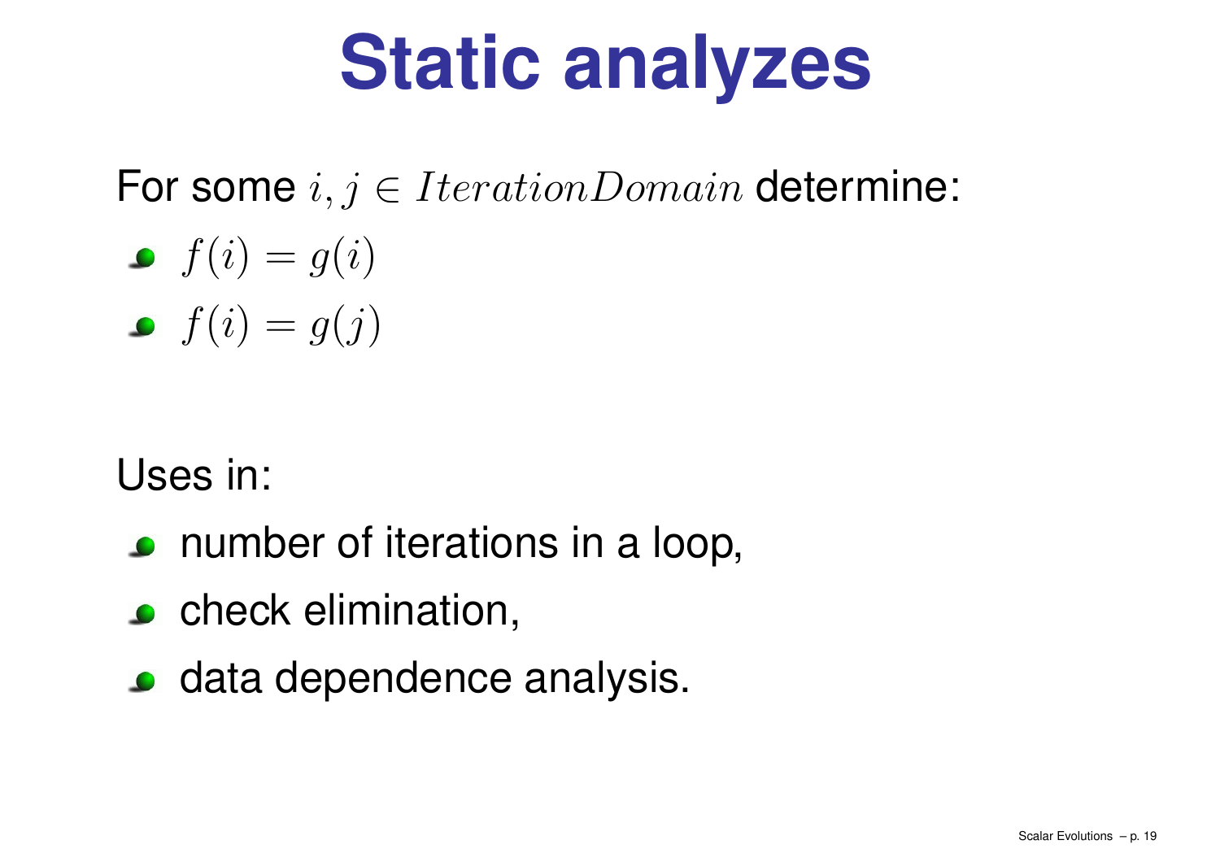# Static analyzes

For some $i, j \in IterationDomain$ determine:

- $f(i) = g(i)$
- $f(i) = g(j)$

Uses in:

- number of iterations in a loop,
- check elimination,
- data dependence analysis.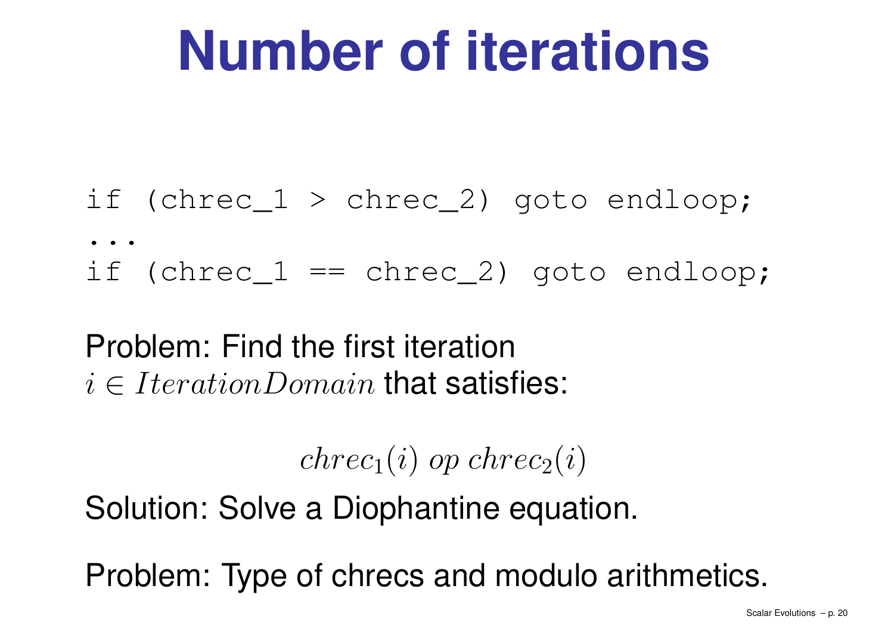# Number of iterations

```
if (chrec_1 > chrec_2) goto endloop;
...
if (chrec_1 == chrec_2) goto endloop;
```

Problem: Find the first iteration $i \in IterationDomain$ that satisfies:

$$chrec_1(i) \; op \; chrec_2(i)$$

Solution: Solve a Diophantine equation.

Problem: Type of chrecs and modulo arithmetics.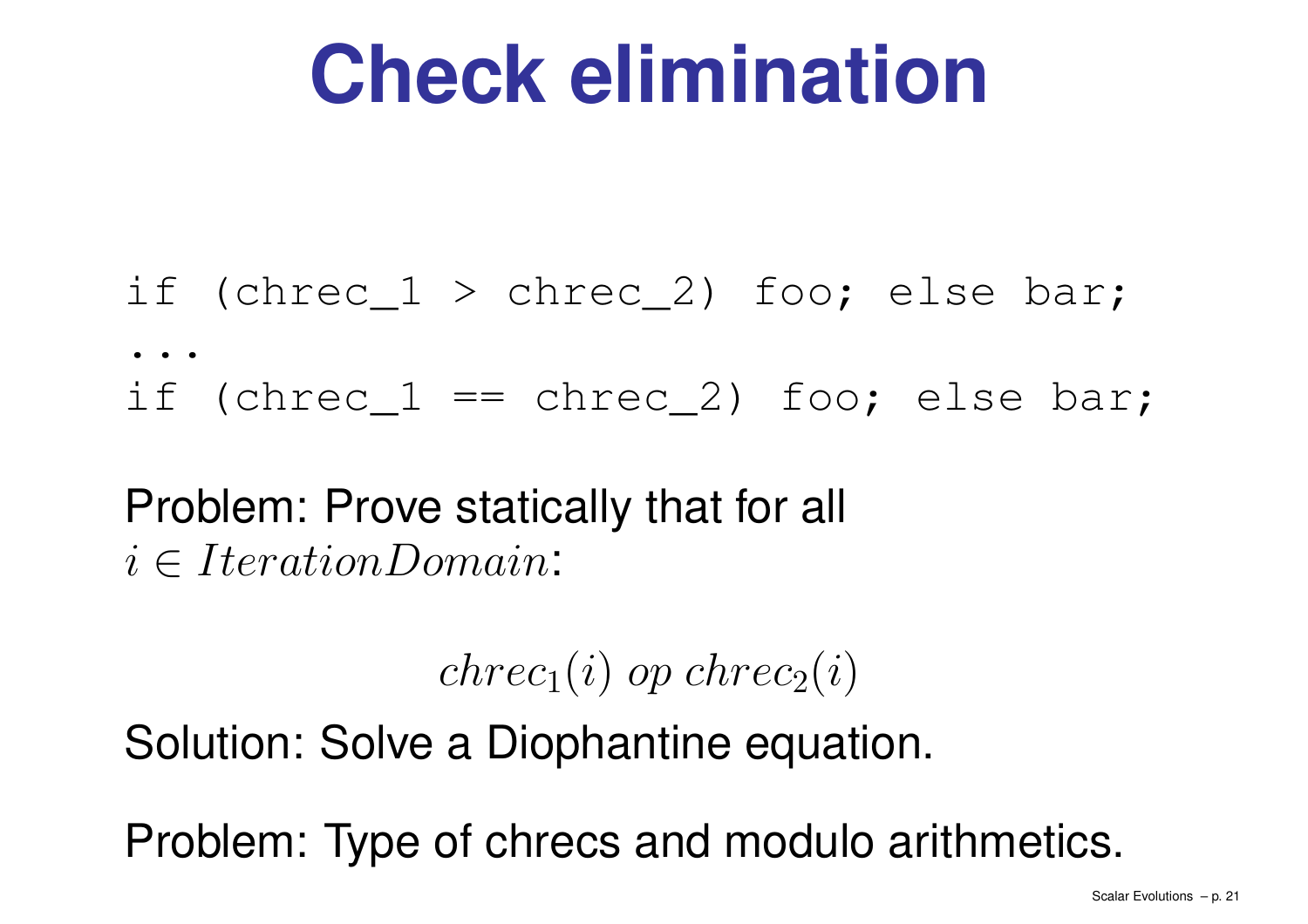# Check elimination

```
if (chrec_1 > chrec_2) foo; else bar;
...
if (chrec_1 == chrec_2) foo; else bar;
```

Problem: Prove statically that for all $i \in IterationDomain$:

$$chrec_1(i) \; op \; chrec_2(i)$$

Solution: Solve a Diophantine equation.

Problem: Type of chrecs and modulo arithmetics.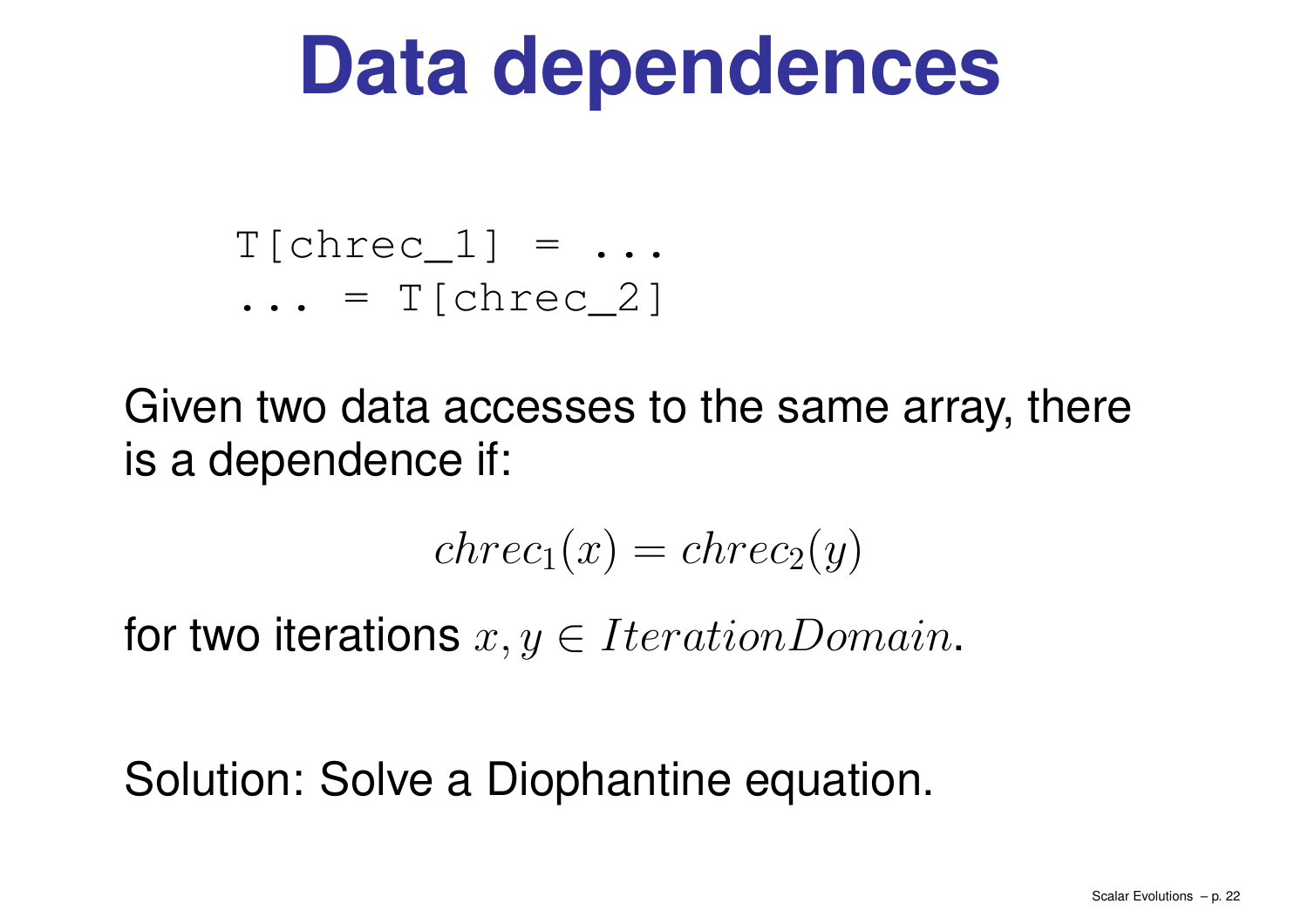# Data dependences

```
T[chrec_1] = ...
... = T[chrec_2]
```

Given two data accesses to the same array, there is a dependence if:

$$chrec_1(x) = chrec_2(y)$$

for two iterations $x, y \in IterationDomain$.

Solution: Solve a Diophantine equation.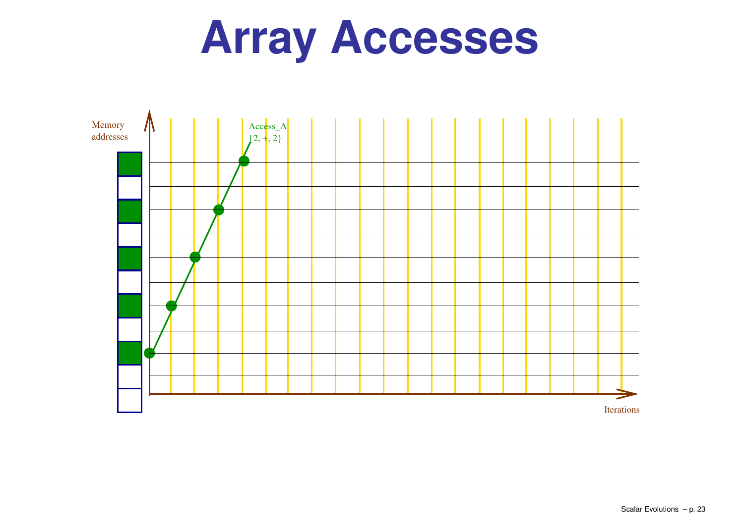# Array Accesses

Memory addresses

Access_A
{2, +, 2}

Iterations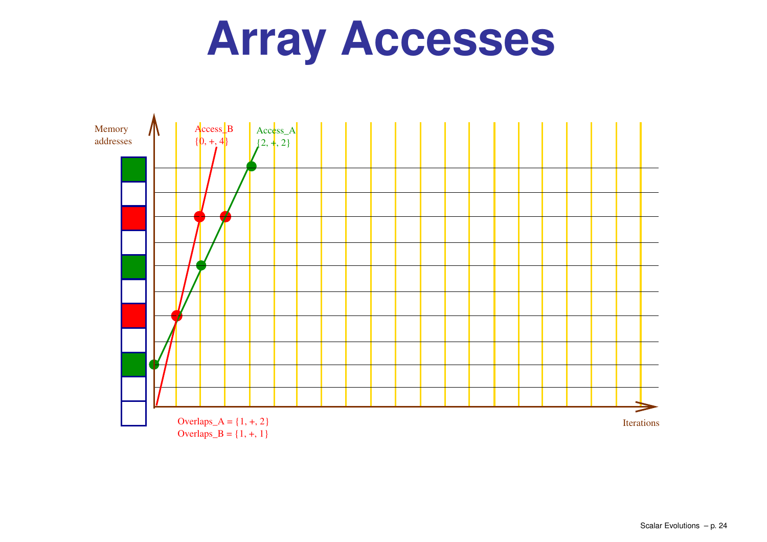# Array Accesses

Memory addresses

Access_B
{0, +, 4}

Access_A
{2, +, 2}

Iterations

Overlaps_A = {1, +, 2}
Overlaps_B = {1, +, 1}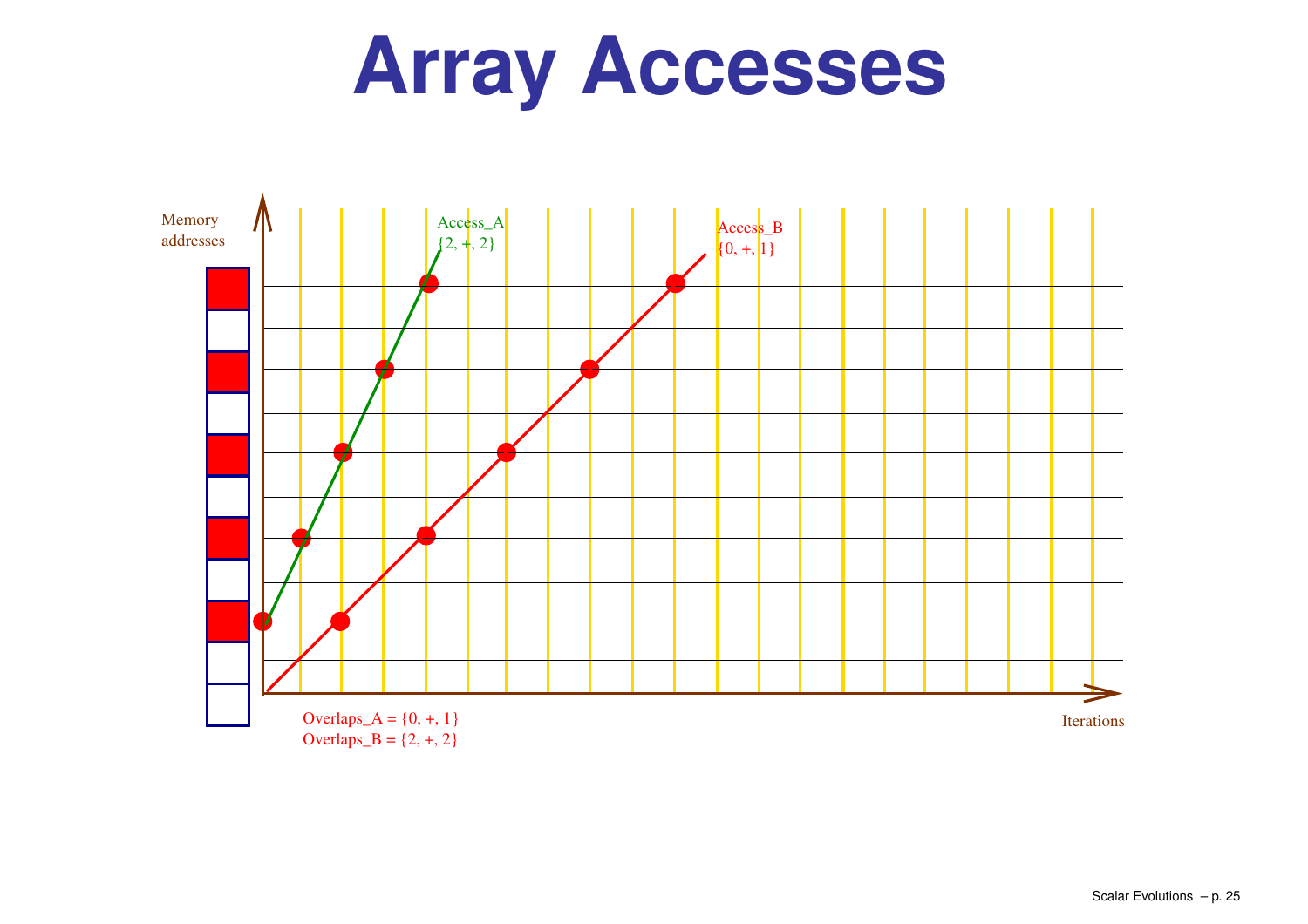# Array Accesses

Memory addresses

Access_A
{2, +, 2}

Access_B
{0, +, 1}

Iterations

Overlaps_A = {0, +, 1}
Overlaps_B = {2, +, 2}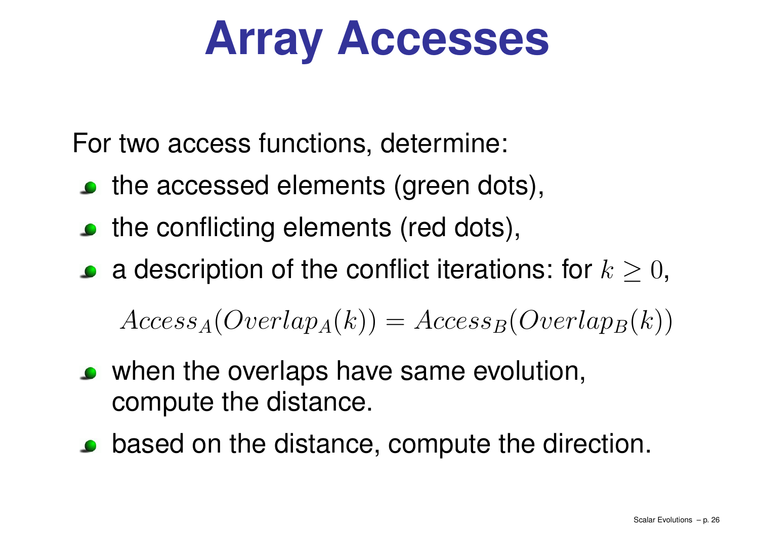# Array Accesses

For two access functions, determine:

- the accessed elements (green dots),
- the conflicting elements (red dots),
- a description of the conflict iterations: for $k \geq 0$,

  $$Access_A(Overlap_A(k)) = Access_B(Overlap_B(k))$$

- when the overlaps have same evolution, compute the distance.
- based on the distance, compute the direction.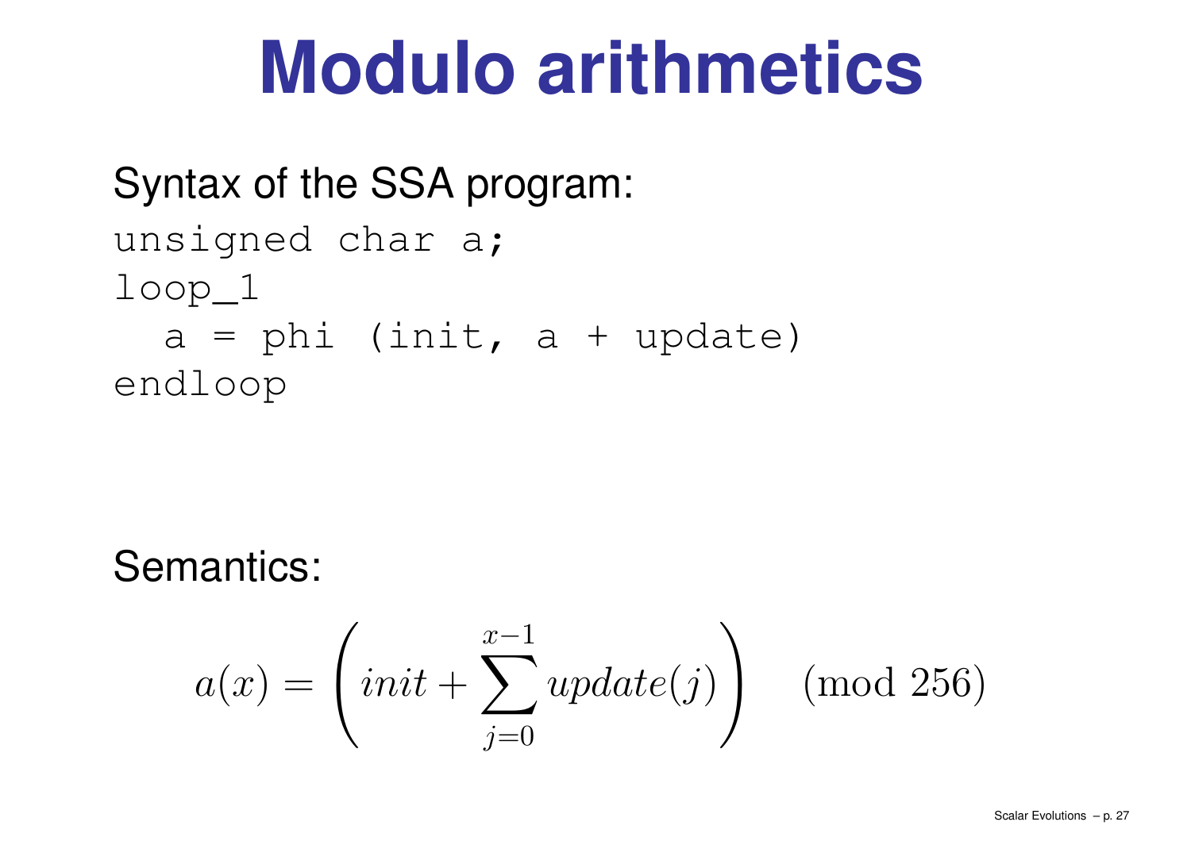# Modulo arithmetics

Syntax of the SSA program:

```
unsigned char a;
loop_1
  a = phi (init, a + update)
endloop
```

Semantics:

$$a(x) = \left( init + \sum_{j=0}^{x-1} update(j) \right) \pmod{256}$$